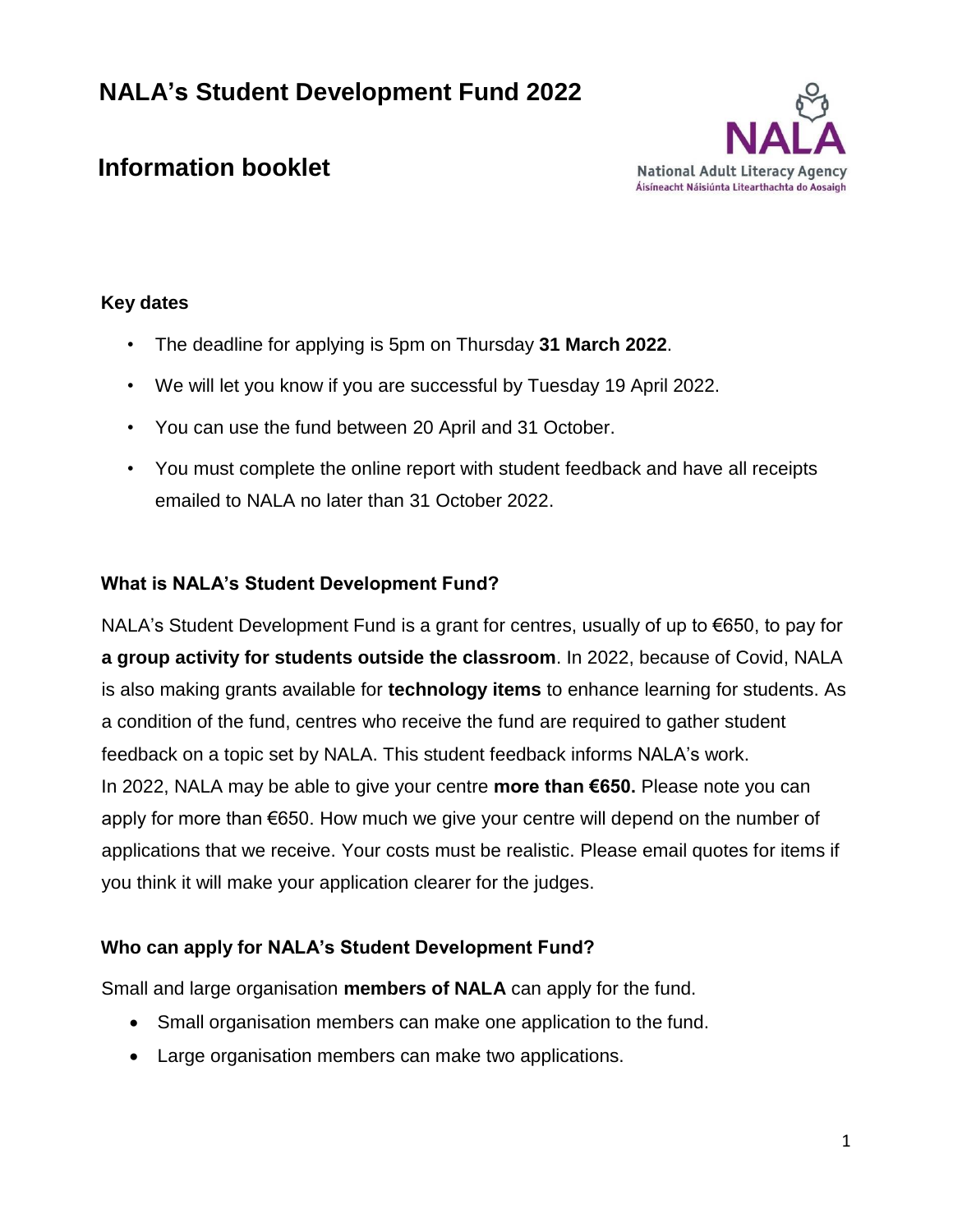# NALA's Student Development Fund 2022

## Information booklet

### Key dates

- The deadline for applying is 5pm on Thursday **31 March 2022**.
- We will let you know if you are successful by Tuesday 19 April 2022.
- You can use the fund between 20 April and 31 October.
- You must complete the online report with student feedback and have all receipts emailed to NALA no later than 31 October 2022.

### What is NALA's Student Development Fund?

NALA's Student Development Fund is a grant for centres, usually of up to €650, to pay for **a group activity for students outside the classroom**. In 2022, because of Covid, NALA is also making grants available for **technology items** to enhance learning for students. As a condition of the fund, centres who receive the fund are required to gather student feedback on a topic set by NALA. This student feedback informs NALA's work.

In 2022, NALA may be able to give your centre **more than €650.** Please note you can apply for more than €650. How much we give your centre will depend on the number of applications that we receive. Your costs must be realistic. Please email quotes for items if you think it will make your application clearer for the judges.

### Who can apply for NALA's Student Development Fund?

Small and large organisation **members of NALA** can apply for the fund.

- Small organisation members can make one application to the fund.
- Large organisation members can make two applications.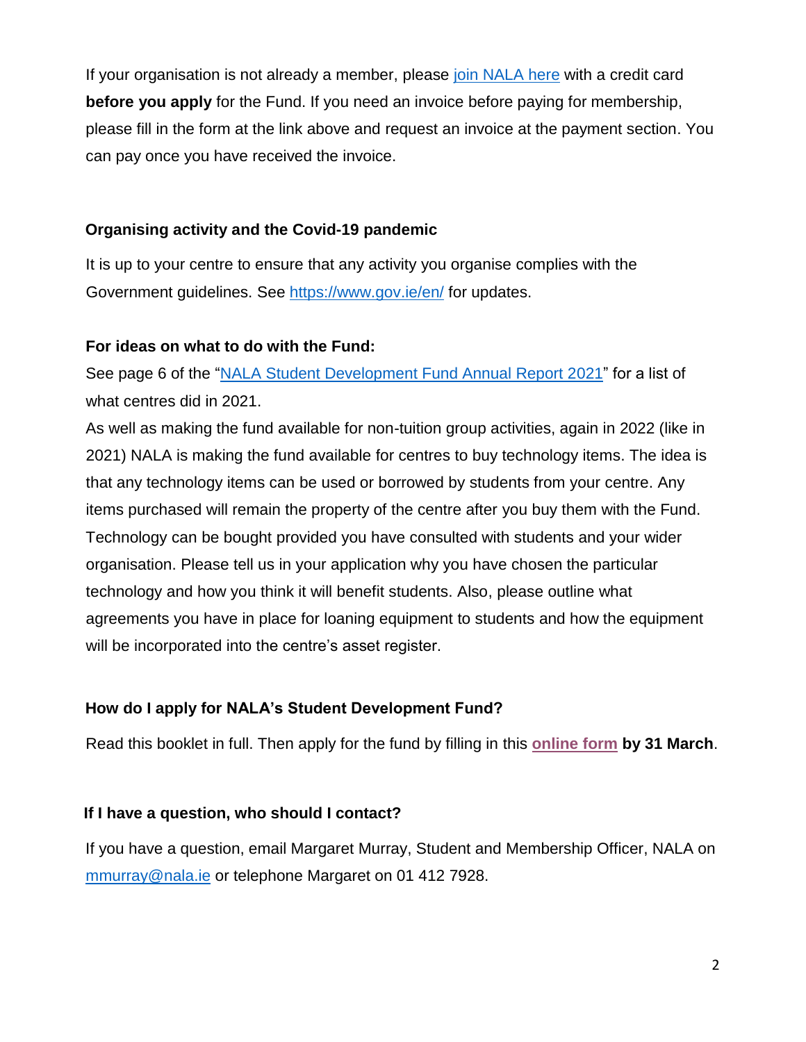If your organisation is not already a member, please join NALA here with a credit card **before you apply** for the Fund. If you need an invoice before paying for membership, please fill in the form at the link above and request an invoice at the payment section. You can pay once you have received the invoice.

### Organising activity and the Covid-19 pandemic

It is up to your centre to ensure that any activity you organise complies with the Government guidelines. See https://www.gov.ie/en/ for updates.

### For ideas on what to do with the Fund:

See page 6 of the "NALA Student Development Fund Annual Report 2021" for a list of what centres did in 2021.

As well as making the fund available for non-tuition group activities, again in 2022 (like in 2021) NALA is making the fund available for centres to buy technology items. The idea is that any technology items can be used or borrowed by students from your centre. Any items purchased will remain the property of the centre after you buy them with the Fund. Technology can be bought provided you have consulted with students and your wider organisation. Please tell us in your application why you have chosen the particular technology and how you think it will benefit students. Also, please outline what agreements you have in place for loaning equipment to students and how the equipment will be incorporated into the centre's asset register.

### How do I apply for NALA's Student Development Fund?

Read this booklet in full. Then apply for the fund by filling in this **online form** **by 31 March**.

### If I have a question, who should I contact?

If you have a question, email Margaret Murray, Student and Membership Officer, NALA on mmurray@nala.ie or telephone Margaret on 01 412 7928.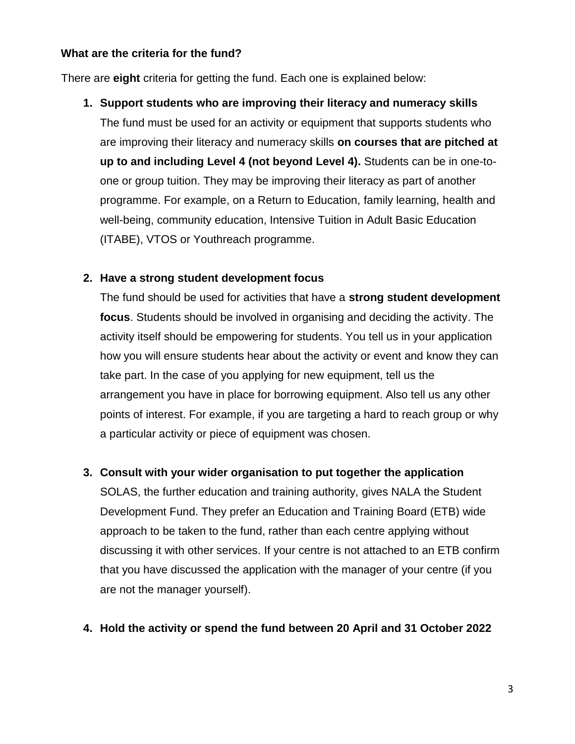**What are the criteria for the fund?**

There are **eight** criteria for getting the fund. Each one is explained below:

1. **Support students who are improving their literacy and numeracy skills**
   The fund must be used for an activity or equipment that supports students who are improving their literacy and numeracy skills **on courses that are pitched at up to and including Level 4 (not beyond Level 4).** Students can be in one-to-one or group tuition. They may be improving their literacy as part of another programme. For example, on a Return to Education, family learning, health and well-being, community education, Intensive Tuition in Adult Basic Education (ITABE), VTOS or Youthreach programme.

2. **Have a strong student development focus**
   The fund should be used for activities that have a **strong student development focus**. Students should be involved in organising and deciding the activity. The activity itself should be empowering for students. You tell us in your application how you will ensure students hear about the activity or event and know they can take part. In the case of you applying for new equipment, tell us the arrangement you have in place for borrowing equipment. Also tell us any other points of interest. For example, if you are targeting a hard to reach group or why a particular activity or piece of equipment was chosen.

3. **Consult with your wider organisation to put together the application**
   SOLAS, the further education and training authority, gives NALA the Student Development Fund. They prefer an Education and Training Board (ETB) wide approach to be taken to the fund, rather than each centre applying without discussing it with other services. If your centre is not attached to an ETB confirm that you have discussed the application with the manager of your centre (if you are not the manager yourself).

4. **Hold the activity or spend the fund between 20 April and 31 October 2022**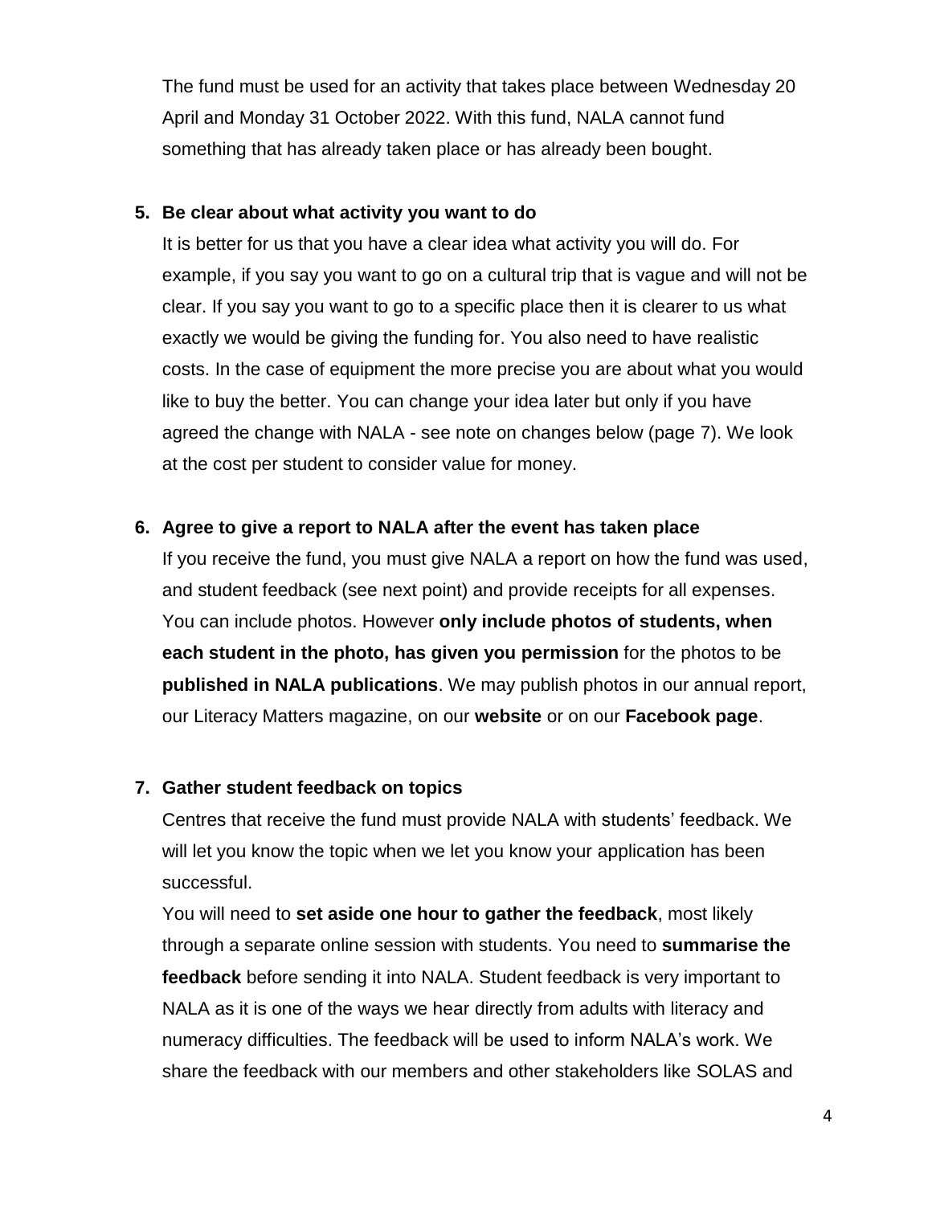The fund must be used for an activity that takes place between Wednesday 20 April and Monday 31 October 2022. With this fund, NALA cannot fund something that has already taken place or has already been bought.

5. **Be clear about what activity you want to do**

   It is better for us that you have a clear idea what activity you will do. For example, if you say you want to go on a cultural trip that is vague and will not be clear. If you say you want to go to a specific place then it is clearer to us what exactly we would be giving the funding for. You also need to have realistic costs. In the case of equipment the more precise you are about what you would like to buy the better. You can change your idea later but only if you have agreed the change with NALA - see note on changes below (page 7). We look at the cost per student to consider value for money.

6. **Agree to give a report to NALA after the event has taken place**

   If you receive the fund, you must give NALA a report on how the fund was used, and student feedback (see next point) and provide receipts for all expenses. You can include photos. However **only include photos of students, when each student in the photo, has given you permission** for the photos to be **published in NALA publications**. We may publish photos in our annual report, our Literacy Matters magazine, on our **website** or on our **Facebook page**.

7. **Gather student feedback on topics**

   Centres that receive the fund must provide NALA with students' feedback. We will let you know the topic when we let you know your application has been successful.

   You will need to **set aside one hour to gather the feedback**, most likely through a separate online session with students. You need to **summarise the feedback** before sending it into NALA. Student feedback is very important to NALA as it is one of the ways we hear directly from adults with literacy and numeracy difficulties. The feedback will be used to inform NALA's work. We share the feedback with our members and other stakeholders like SOLAS and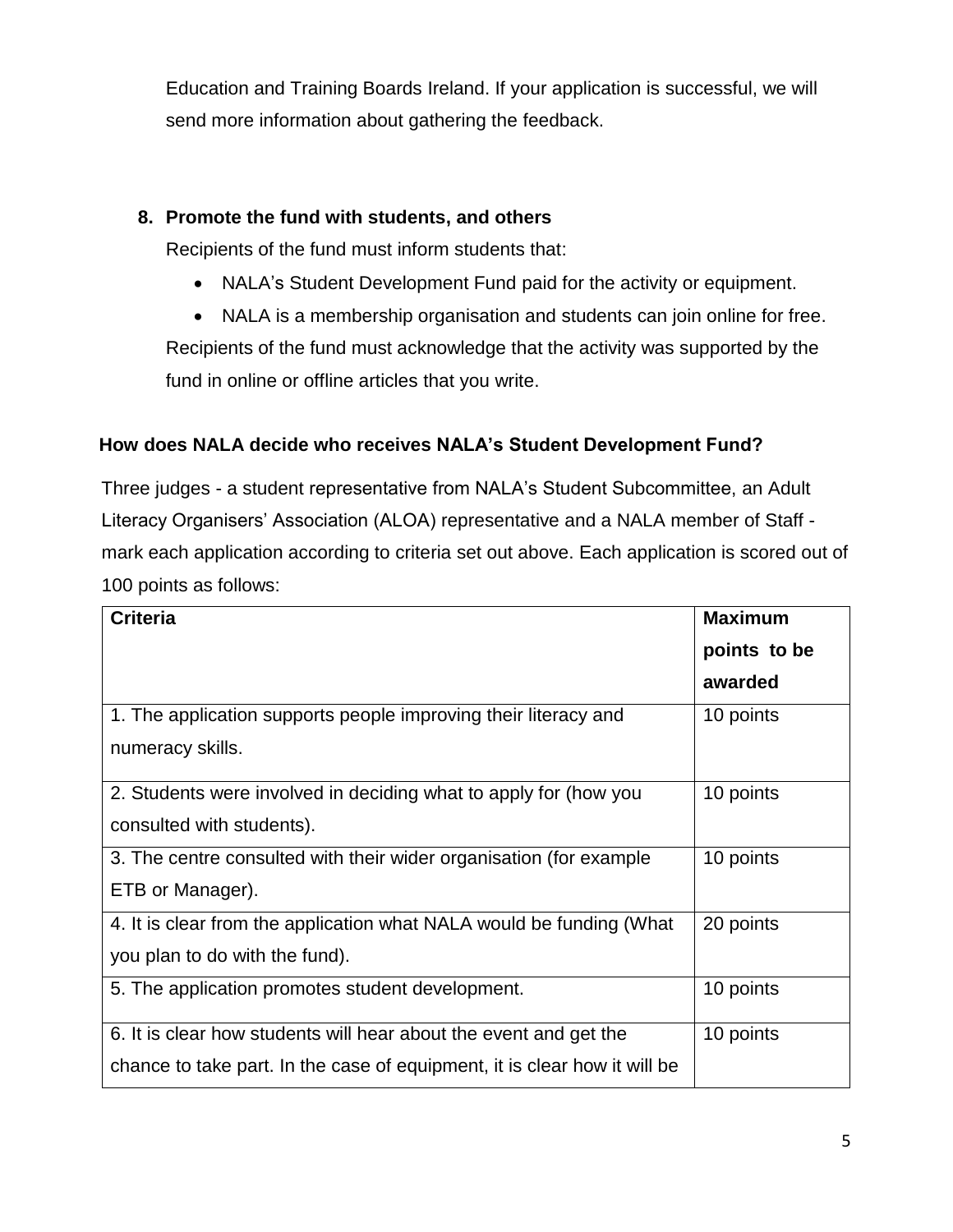Education and Training Boards Ireland. If your application is successful, we will send more information about gathering the feedback.

8. **Promote the fund with students, and others**

   Recipients of the fund must inform students that:

   - NALA's Student Development Fund paid for the activity or equipment.
   - NALA is a membership organisation and students can join online for free.

   Recipients of the fund must acknowledge that the activity was supported by the fund in online or offline articles that you write.

## How does NALA decide who receives NALA's Student Development Fund?

Three judges - a student representative from NALA's Student Subcommittee, an Adult Literacy Organisers' Association (ALOA) representative and a NALA member of Staff - mark each application according to criteria set out above. Each application is scored out of 100 points as follows:

| Criteria | Maximum points to be awarded |
|---|---|
| 1. The application supports people improving their literacy and numeracy skills. | 10 points |
| 2. Students were involved in deciding what to apply for (how you consulted with students). | 10 points |
| 3. The centre consulted with their wider organisation (for example ETB or Manager). | 10 points |
| 4. It is clear from the application what NALA would be funding (What you plan to do with the fund). | 20 points |
| 5. The application promotes student development. | 10 points |
| 6. It is clear how students will hear about the event and get the chance to take part. In the case of equipment, it is clear how it will be | 10 points |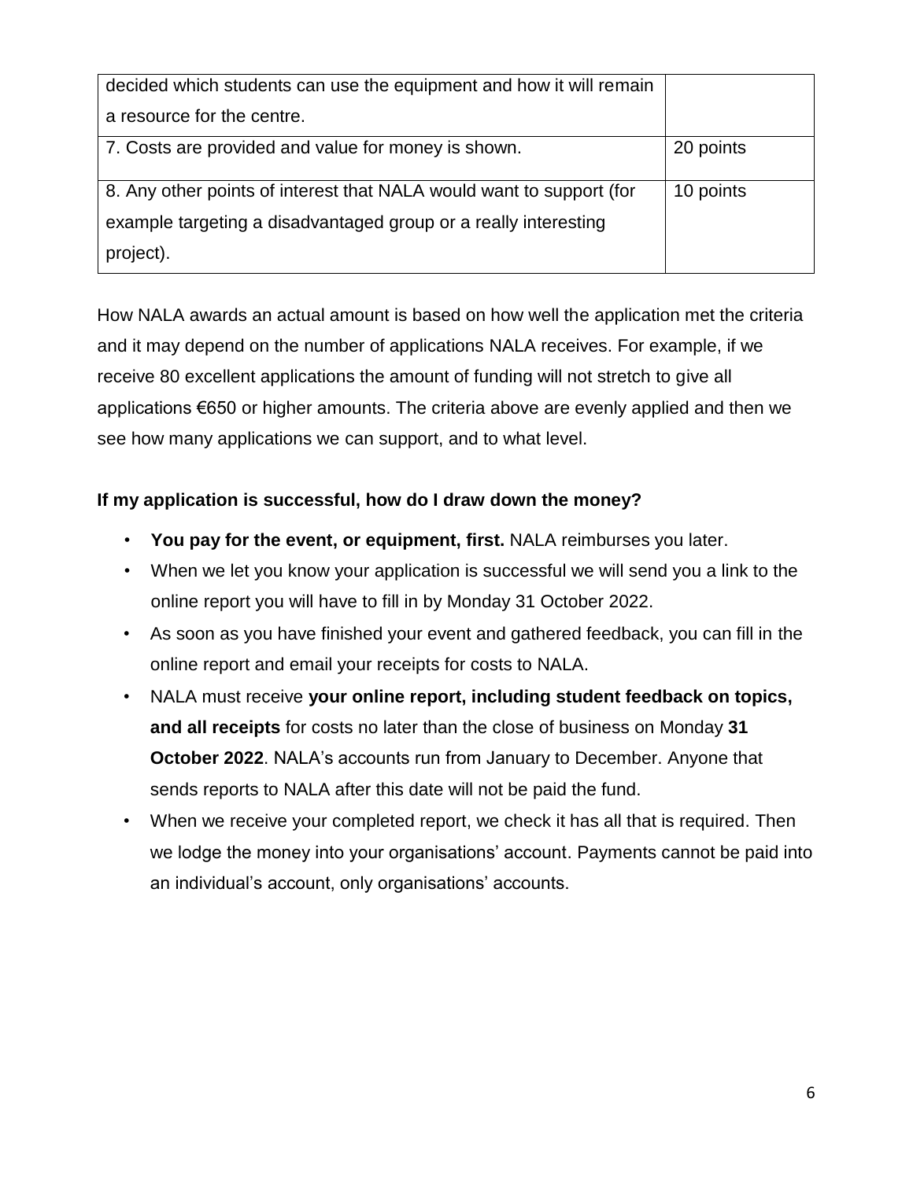| | |
|---|---|
| decided which students can use the equipment and how it will remain a resource for the centre. | |
| 7. Costs are provided and value for money is shown. | 20 points |
| 8. Any other points of interest that NALA would want to support (for example targeting a disadvantaged group or a really interesting project). | 10 points |

How NALA awards an actual amount is based on how well the application met the criteria and it may depend on the number of applications NALA receives. For example, if we receive 80 excellent applications the amount of funding will not stretch to give all applications €650 or higher amounts. The criteria above are evenly applied and then we see how many applications we can support, and to what level.

**If my application is successful, how do I draw down the money?**

- **You pay for the event, or equipment, first.** NALA reimburses you later.
- When we let you know your application is successful we will send you a link to the online report you will have to fill in by Monday 31 October 2022.
- As soon as you have finished your event and gathered feedback, you can fill in the online report and email your receipts for costs to NALA.
- NALA must receive **your online report, including student feedback on topics, and all receipts** for costs no later than the close of business on Monday **31 October 2022**. NALA's accounts run from January to December. Anyone that sends reports to NALA after this date will not be paid the fund.
- When we receive your completed report, we check it has all that is required. Then we lodge the money into your organisations' account. Payments cannot be paid into an individual's account, only organisations' accounts.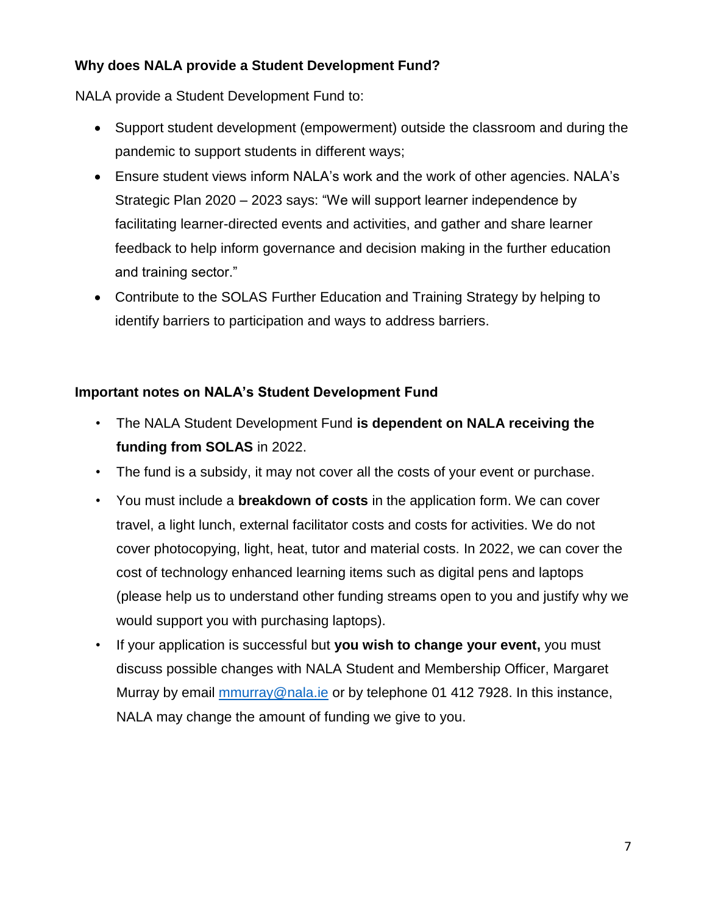### Why does NALA provide a Student Development Fund?

NALA provide a Student Development Fund to:

- Support student development (empowerment) outside the classroom and during the pandemic to support students in different ways;
- Ensure student views inform NALA's work and the work of other agencies. NALA's Strategic Plan 2020 – 2023 says: "We will support learner independence by facilitating learner-directed events and activities, and gather and share learner feedback to help inform governance and decision making in the further education and training sector."
- Contribute to the SOLAS Further Education and Training Strategy by helping to identify barriers to participation and ways to address barriers.

### Important notes on NALA's Student Development Fund

- The NALA Student Development Fund **is dependent on NALA receiving the funding from SOLAS** in 2022.
- The fund is a subsidy, it may not cover all the costs of your event or purchase.
- You must include a **breakdown of costs** in the application form. We can cover travel, a light lunch, external facilitator costs and costs for activities. We do not cover photocopying, light, heat, tutor and material costs. In 2022, we can cover the cost of technology enhanced learning items such as digital pens and laptops (please help us to understand other funding streams open to you and justify why we would support you with purchasing laptops).
- If your application is successful but **you wish to change your event,** you must discuss possible changes with NALA Student and Membership Officer, Margaret Murray by email [mmurray@nala.ie](mailto:mmurray@nala.ie) or by telephone 01 412 7928. In this instance, NALA may change the amount of funding we give to you.